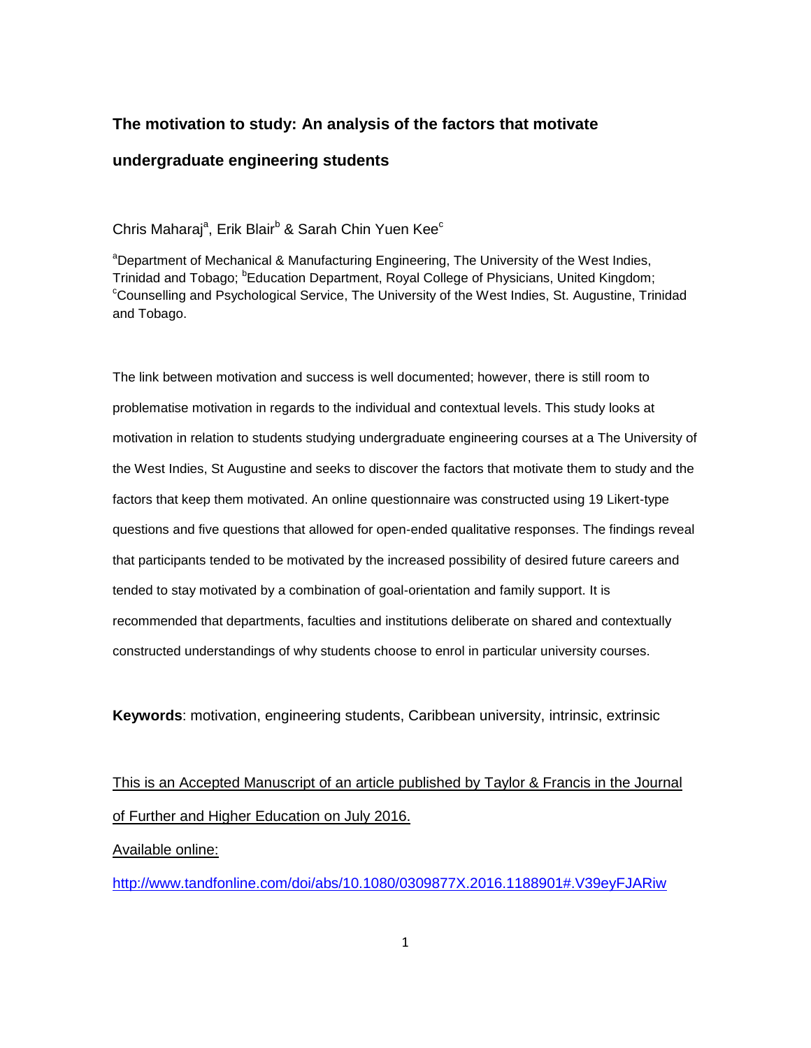# The motivation to study: An analysis of the factors that motivate undergraduate engineering students

Chris Maharaj[a], Erik Blair[b] & Sarah Chin Yuen Kee[c]

[a]Department of Mechanical & Manufacturing Engineering, The University of the West Indies, Trinidad and Tobago; [b]Education Department, Royal College of Physicians, United Kingdom; [c]Counselling and Psychological Service, The University of the West Indies, St. Augustine, Trinidad and Tobago.

The link between motivation and success is well documented; however, there is still room to problematise motivation in regards to the individual and contextual levels. This study looks at motivation in relation to students studying undergraduate engineering courses at a The University of the West Indies, St Augustine and seeks to discover the factors that motivate them to study and the factors that keep them motivated. An online questionnaire was constructed using 19 Likert-type questions and five questions that allowed for open-ended qualitative responses. The findings reveal that participants tended to be motivated by the increased possibility of desired future careers and tended to stay motivated by a combination of goal-orientation and family support. It is recommended that departments, faculties and institutions deliberate on shared and contextually constructed understandings of why students choose to enrol in particular university courses.

**Keywords**: motivation, engineering students, Caribbean university, intrinsic, extrinsic

This is an Accepted Manuscript of an article published by Taylor & Francis in the Journal of Further and Higher Education on July 2016.

Available online:

http://www.tandfonline.com/doi/abs/10.1080/0309877X.2016.1188901#.V39eyFJARiw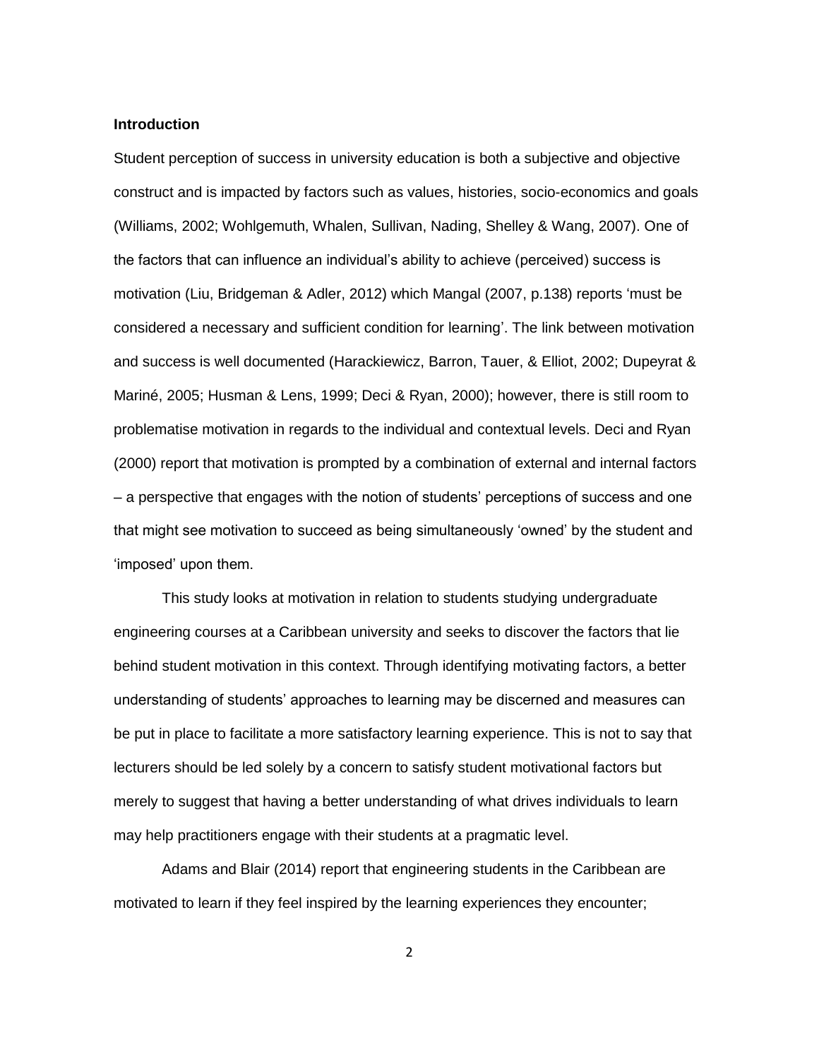## Introduction

Student perception of success in university education is both a subjective and objective construct and is impacted by factors such as values, histories, socio-economics and goals (Williams, 2002; Wohlgemuth, Whalen, Sullivan, Nading, Shelley & Wang, 2007). One of the factors that can influence an individual's ability to achieve (perceived) success is motivation (Liu, Bridgeman & Adler, 2012) which Mangal (2007, p.138) reports 'must be considered a necessary and sufficient condition for learning'. The link between motivation and success is well documented (Harackiewicz, Barron, Tauer, & Elliot, 2002; Dupeyrat & Mariné, 2005; Husman & Lens, 1999; Deci & Ryan, 2000); however, there is still room to problematise motivation in regards to the individual and contextual levels. Deci and Ryan (2000) report that motivation is prompted by a combination of external and internal factors – a perspective that engages with the notion of students' perceptions of success and one that might see motivation to succeed as being simultaneously 'owned' by the student and 'imposed' upon them.

This study looks at motivation in relation to students studying undergraduate engineering courses at a Caribbean university and seeks to discover the factors that lie behind student motivation in this context. Through identifying motivating factors, a better understanding of students' approaches to learning may be discerned and measures can be put in place to facilitate a more satisfactory learning experience. This is not to say that lecturers should be led solely by a concern to satisfy student motivational factors but merely to suggest that having a better understanding of what drives individuals to learn may help practitioners engage with their students at a pragmatic level.

Adams and Blair (2014) report that engineering students in the Caribbean are motivated to learn if they feel inspired by the learning experiences they encounter;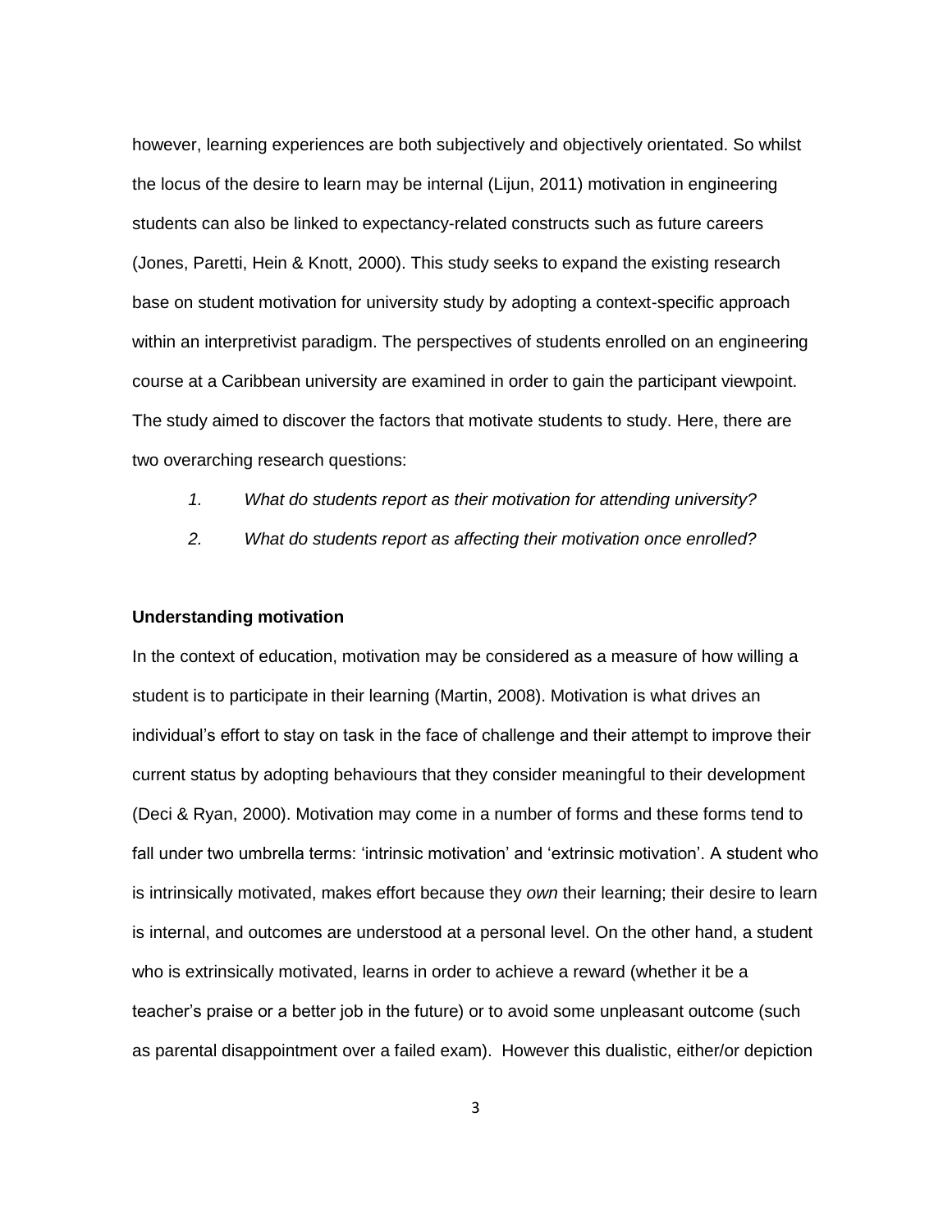however, learning experiences are both subjectively and objectively orientated. So whilst the locus of the desire to learn may be internal (Lijun, 2011) motivation in engineering students can also be linked to expectancy-related constructs such as future careers (Jones, Paretti, Hein & Knott, 2000). This study seeks to expand the existing research base on student motivation for university study by adopting a context-specific approach within an interpretivist paradigm. The perspectives of students enrolled on an engineering course at a Caribbean university are examined in order to gain the participant viewpoint. The study aimed to discover the factors that motivate students to study. Here, there are two overarching research questions:

1. *What do students report as their motivation for attending university?*
2. *What do students report as affecting their motivation once enrolled?*

**Understanding motivation**

In the context of education, motivation may be considered as a measure of how willing a student is to participate in their learning (Martin, 2008). Motivation is what drives an individual's effort to stay on task in the face of challenge and their attempt to improve their current status by adopting behaviours that they consider meaningful to their development (Deci & Ryan, 2000). Motivation may come in a number of forms and these forms tend to fall under two umbrella terms: 'intrinsic motivation' and 'extrinsic motivation'. A student who is intrinsically motivated, makes effort because they *own* their learning; their desire to learn is internal, and outcomes are understood at a personal level. On the other hand, a student who is extrinsically motivated, learns in order to achieve a reward (whether it be a teacher's praise or a better job in the future) or to avoid some unpleasant outcome (such as parental disappointment over a failed exam). However this dualistic, either/or depiction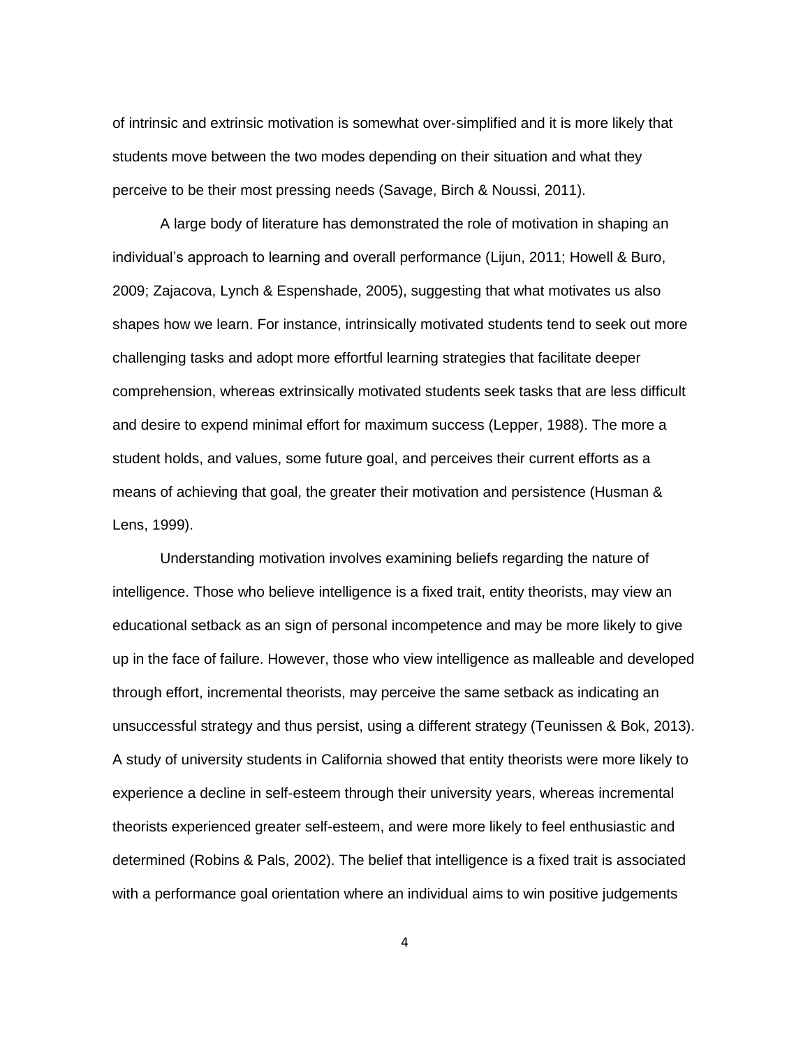of intrinsic and extrinsic motivation is somewhat over-simplified and it is more likely that students move between the two modes depending on their situation and what they perceive to be their most pressing needs (Savage, Birch & Noussi, 2011).

A large body of literature has demonstrated the role of motivation in shaping an individual's approach to learning and overall performance (Lijun, 2011; Howell & Buro, 2009; Zajacova, Lynch & Espenshade, 2005), suggesting that what motivates us also shapes how we learn. For instance, intrinsically motivated students tend to seek out more challenging tasks and adopt more effortful learning strategies that facilitate deeper comprehension, whereas extrinsically motivated students seek tasks that are less difficult and desire to expend minimal effort for maximum success (Lepper, 1988). The more a student holds, and values, some future goal, and perceives their current efforts as a means of achieving that goal, the greater their motivation and persistence (Husman & Lens, 1999).

Understanding motivation involves examining beliefs regarding the nature of intelligence. Those who believe intelligence is a fixed trait, entity theorists, may view an educational setback as an sign of personal incompetence and may be more likely to give up in the face of failure. However, those who view intelligence as malleable and developed through effort, incremental theorists, may perceive the same setback as indicating an unsuccessful strategy and thus persist, using a different strategy (Teunissen & Bok, 2013). A study of university students in California showed that entity theorists were more likely to experience a decline in self-esteem through their university years, whereas incremental theorists experienced greater self-esteem, and were more likely to feel enthusiastic and determined (Robins & Pals, 2002). The belief that intelligence is a fixed trait is associated with a performance goal orientation where an individual aims to win positive judgements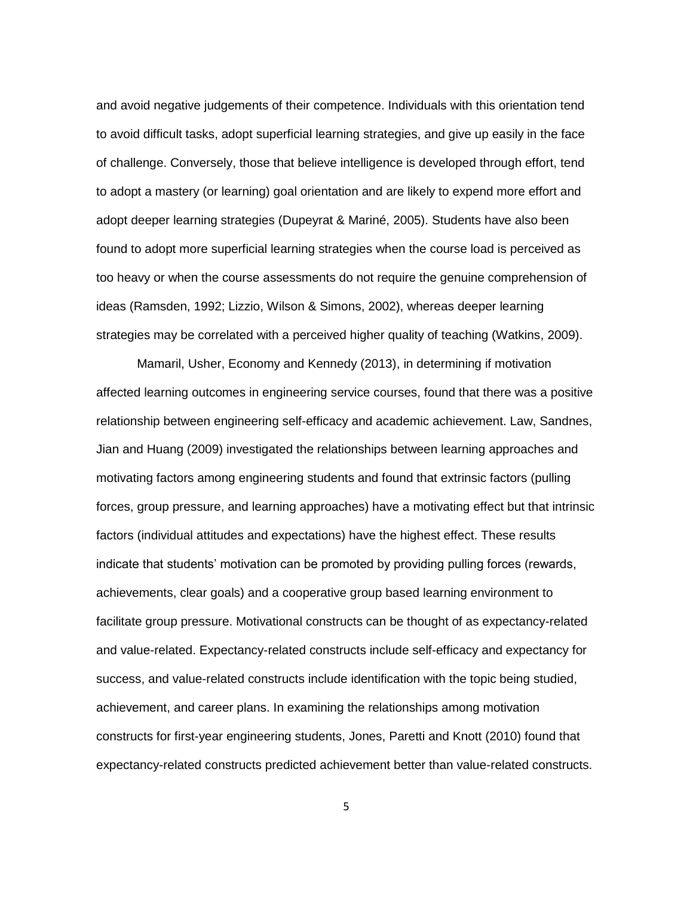and avoid negative judgements of their competence. Individuals with this orientation tend to avoid difficult tasks, adopt superficial learning strategies, and give up easily in the face of challenge. Conversely, those that believe intelligence is developed through effort, tend to adopt a mastery (or learning) goal orientation and are likely to expend more effort and adopt deeper learning strategies (Dupeyrat & Mariné, 2005). Students have also been found to adopt more superficial learning strategies when the course load is perceived as too heavy or when the course assessments do not require the genuine comprehension of ideas (Ramsden, 1992; Lizzio, Wilson & Simons, 2002), whereas deeper learning strategies may be correlated with a perceived higher quality of teaching (Watkins, 2009).

Mamaril, Usher, Economy and Kennedy (2013), in determining if motivation affected learning outcomes in engineering service courses, found that there was a positive relationship between engineering self-efficacy and academic achievement. Law, Sandnes, Jian and Huang (2009) investigated the relationships between learning approaches and motivating factors among engineering students and found that extrinsic factors (pulling forces, group pressure, and learning approaches) have a motivating effect but that intrinsic factors (individual attitudes and expectations) have the highest effect. These results indicate that students' motivation can be promoted by providing pulling forces (rewards, achievements, clear goals) and a cooperative group based learning environment to facilitate group pressure. Motivational constructs can be thought of as expectancy-related and value-related. Expectancy-related constructs include self-efficacy and expectancy for success, and value-related constructs include identification with the topic being studied, achievement, and career plans. In examining the relationships among motivation constructs for first-year engineering students, Jones, Paretti and Knott (2010) found that expectancy-related constructs predicted achievement better than value-related constructs.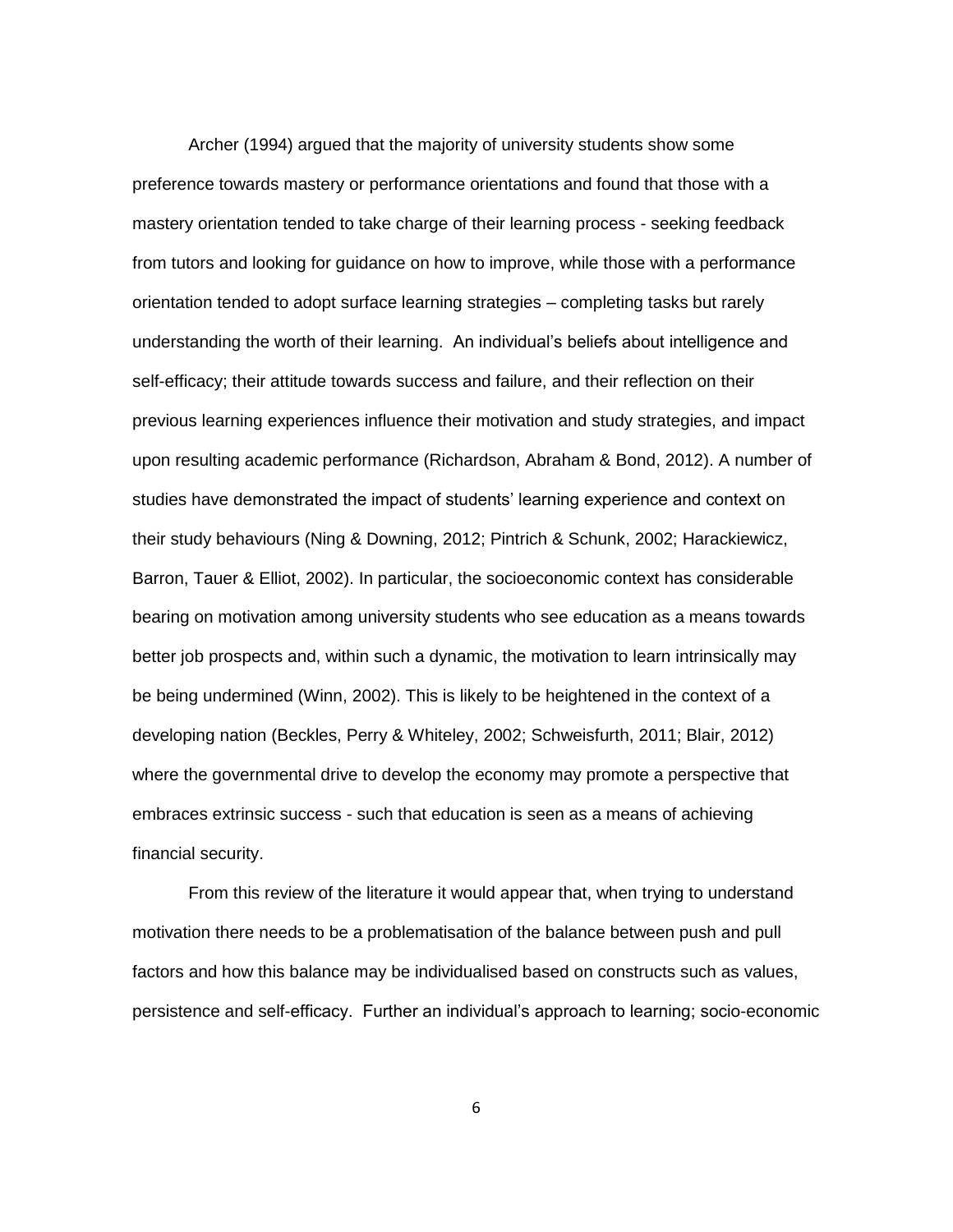Archer (1994) argued that the majority of university students show some preference towards mastery or performance orientations and found that those with a mastery orientation tended to take charge of their learning process - seeking feedback from tutors and looking for guidance on how to improve, while those with a performance orientation tended to adopt surface learning strategies – completing tasks but rarely understanding the worth of their learning. An individual's beliefs about intelligence and self-efficacy; their attitude towards success and failure, and their reflection on their previous learning experiences influence their motivation and study strategies, and impact upon resulting academic performance (Richardson, Abraham & Bond, 2012). A number of studies have demonstrated the impact of students' learning experience and context on their study behaviours (Ning & Downing, 2012; Pintrich & Schunk, 2002; Harackiewicz, Barron, Tauer & Elliot, 2002). In particular, the socioeconomic context has considerable bearing on motivation among university students who see education as a means towards better job prospects and, within such a dynamic, the motivation to learn intrinsically may be being undermined (Winn, 2002). This is likely to be heightened in the context of a developing nation (Beckles, Perry & Whiteley, 2002; Schweisfurth, 2011; Blair, 2012) where the governmental drive to develop the economy may promote a perspective that embraces extrinsic success - such that education is seen as a means of achieving financial security.

From this review of the literature it would appear that, when trying to understand motivation there needs to be a problematisation of the balance between push and pull factors and how this balance may be individualised based on constructs such as values, persistence and self-efficacy. Further an individual's approach to learning; socio-economic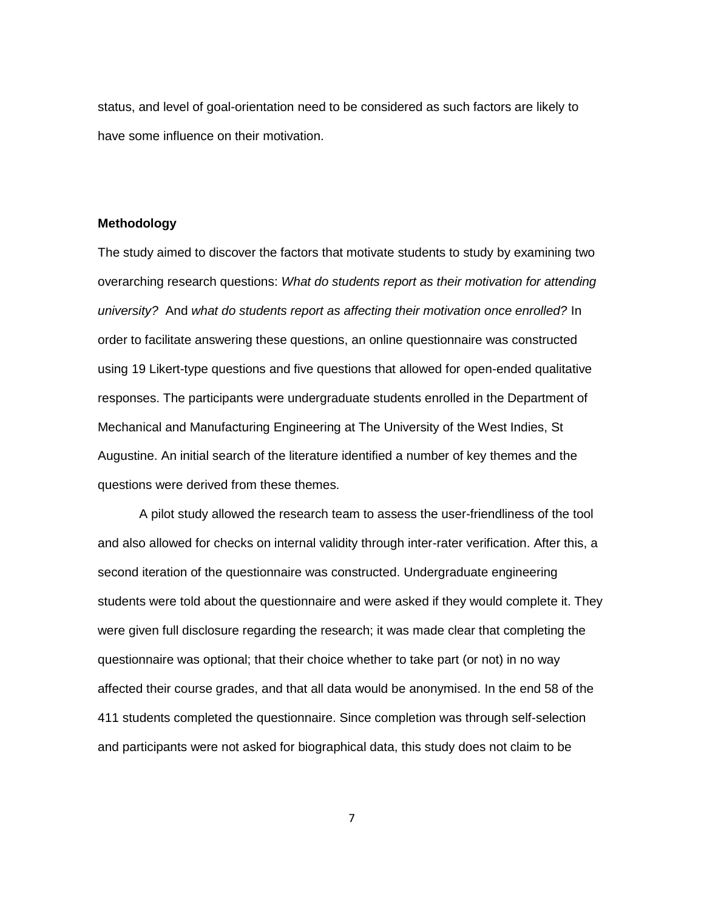status, and level of goal-orientation need to be considered as such factors are likely to have some influence on their motivation.

## Methodology

The study aimed to discover the factors that motivate students to study by examining two overarching research questions: *What do students report as their motivation for attending university?* And *what do students report as affecting their motivation once enrolled?* In order to facilitate answering these questions, an online questionnaire was constructed using 19 Likert-type questions and five questions that allowed for open-ended qualitative responses. The participants were undergraduate students enrolled in the Department of Mechanical and Manufacturing Engineering at The University of the West Indies, St Augustine. An initial search of the literature identified a number of key themes and the questions were derived from these themes.

A pilot study allowed the research team to assess the user-friendliness of the tool and also allowed for checks on internal validity through inter-rater verification. After this, a second iteration of the questionnaire was constructed. Undergraduate engineering students were told about the questionnaire and were asked if they would complete it. They were given full disclosure regarding the research; it was made clear that completing the questionnaire was optional; that their choice whether to take part (or not) in no way affected their course grades, and that all data would be anonymised. In the end 58 of the 411 students completed the questionnaire. Since completion was through self-selection and participants were not asked for biographical data, this study does not claim to be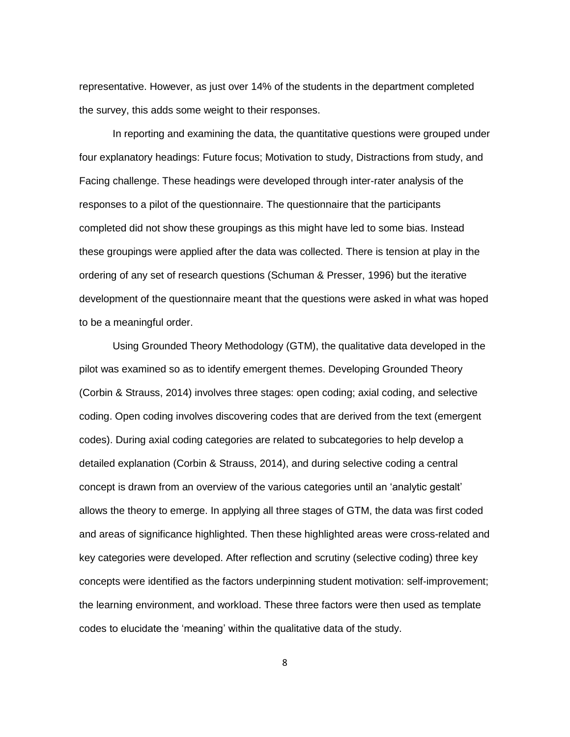representative. However, as just over 14% of the students in the department completed the survey, this adds some weight to their responses.

In reporting and examining the data, the quantitative questions were grouped under four explanatory headings: Future focus; Motivation to study, Distractions from study, and Facing challenge. These headings were developed through inter-rater analysis of the responses to a pilot of the questionnaire. The questionnaire that the participants completed did not show these groupings as this might have led to some bias. Instead these groupings were applied after the data was collected. There is tension at play in the ordering of any set of research questions (Schuman & Presser, 1996) but the iterative development of the questionnaire meant that the questions were asked in what was hoped to be a meaningful order.

Using Grounded Theory Methodology (GTM), the qualitative data developed in the pilot was examined so as to identify emergent themes. Developing Grounded Theory (Corbin & Strauss, 2014) involves three stages: open coding; axial coding, and selective coding. Open coding involves discovering codes that are derived from the text (emergent codes). During axial coding categories are related to subcategories to help develop a detailed explanation (Corbin & Strauss, 2014), and during selective coding a central concept is drawn from an overview of the various categories until an 'analytic gestalt' allows the theory to emerge. In applying all three stages of GTM, the data was first coded and areas of significance highlighted. Then these highlighted areas were cross-related and key categories were developed. After reflection and scrutiny (selective coding) three key concepts were identified as the factors underpinning student motivation: self-improvement; the learning environment, and workload. These three factors were then used as template codes to elucidate the 'meaning' within the qualitative data of the study.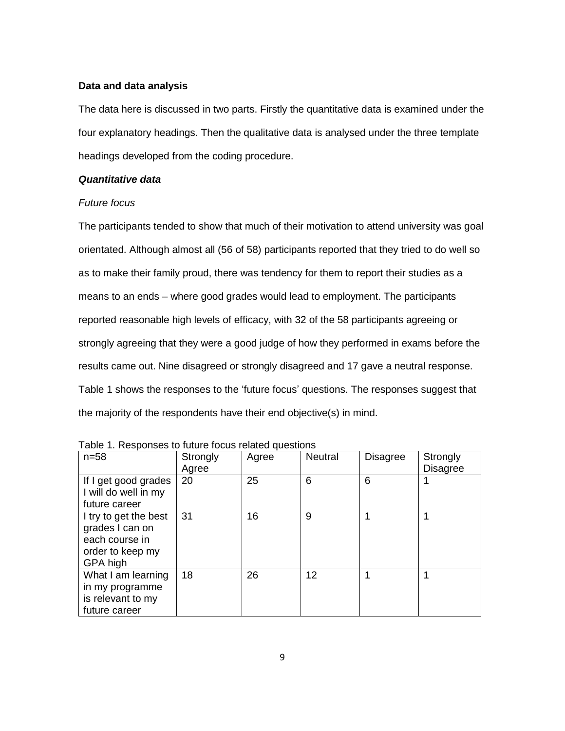**Data and data analysis**

The data here is discussed in two parts. Firstly the quantitative data is examined under the four explanatory headings. Then the qualitative data is analysed under the three template headings developed from the coding procedure.

***Quantitative data***

*Future focus*

The participants tended to show that much of their motivation to attend university was goal orientated. Although almost all (56 of 58) participants reported that they tried to do well so as to make their family proud, there was tendency for them to report their studies as a means to an ends – where good grades would lead to employment. The participants reported reasonable high levels of efficacy, with 32 of the 58 participants agreeing or strongly agreeing that they were a good judge of how they performed in exams before the results came out. Nine disagreed or strongly disagreed and 17 gave a neutral response. Table 1 shows the responses to the 'future focus' questions. The responses suggest that the majority of the respondents have their end objective(s) in mind.

Table 1. Responses to future focus related questions

| n=58 | Strongly Agree | Agree | Neutral | Disagree | Strongly Disagree |
|---|---|---|---|---|---|
| If I get good grades I will do well in my future career | 20 | 25 | 6 | 6 | 1 |
| I try to get the best grades I can on each course in order to keep my GPA high | 31 | 16 | 9 | 1 | 1 |
| What I am learning in my programme is relevant to my future career | 18 | 26 | 12 | 1 | 1 |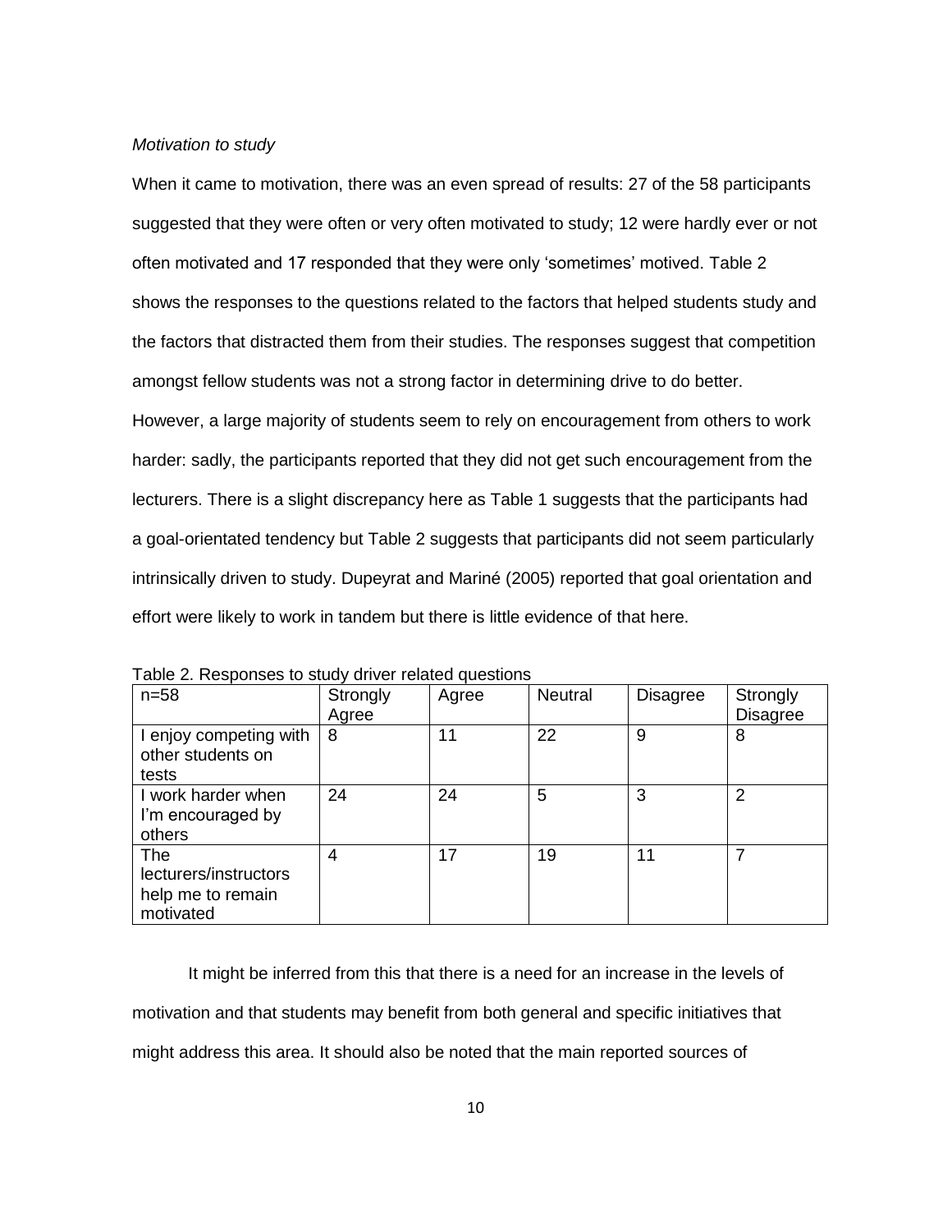*Motivation to study*

When it came to motivation, there was an even spread of results: 27 of the 58 participants suggested that they were often or very often motivated to study; 12 were hardly ever or not often motivated and 17 responded that they were only 'sometimes' motived. Table 2 shows the responses to the questions related to the factors that helped students study and the factors that distracted them from their studies. The responses suggest that competition amongst fellow students was not a strong factor in determining drive to do better. However, a large majority of students seem to rely on encouragement from others to work harder: sadly, the participants reported that they did not get such encouragement from the lecturers. There is a slight discrepancy here as Table 1 suggests that the participants had a goal-orientated tendency but Table 2 suggests that participants did not seem particularly intrinsically driven to study. Dupeyrat and Mariné (2005) reported that goal orientation and effort were likely to work in tandem but there is little evidence of that here.

Table 2. Responses to study driver related questions

| n=58 | Strongly Agree | Agree | Neutral | Disagree | Strongly Disagree |
|---|---|---|---|---|---|
| I enjoy competing with other students on tests | 8 | 11 | 22 | 9 | 8 |
| I work harder when I'm encouraged by others | 24 | 24 | 5 | 3 | 2 |
| The lecturers/instructors help me to remain motivated | 4 | 17 | 19 | 11 | 7 |

It might be inferred from this that there is a need for an increase in the levels of motivation and that students may benefit from both general and specific initiatives that might address this area. It should also be noted that the main reported sources of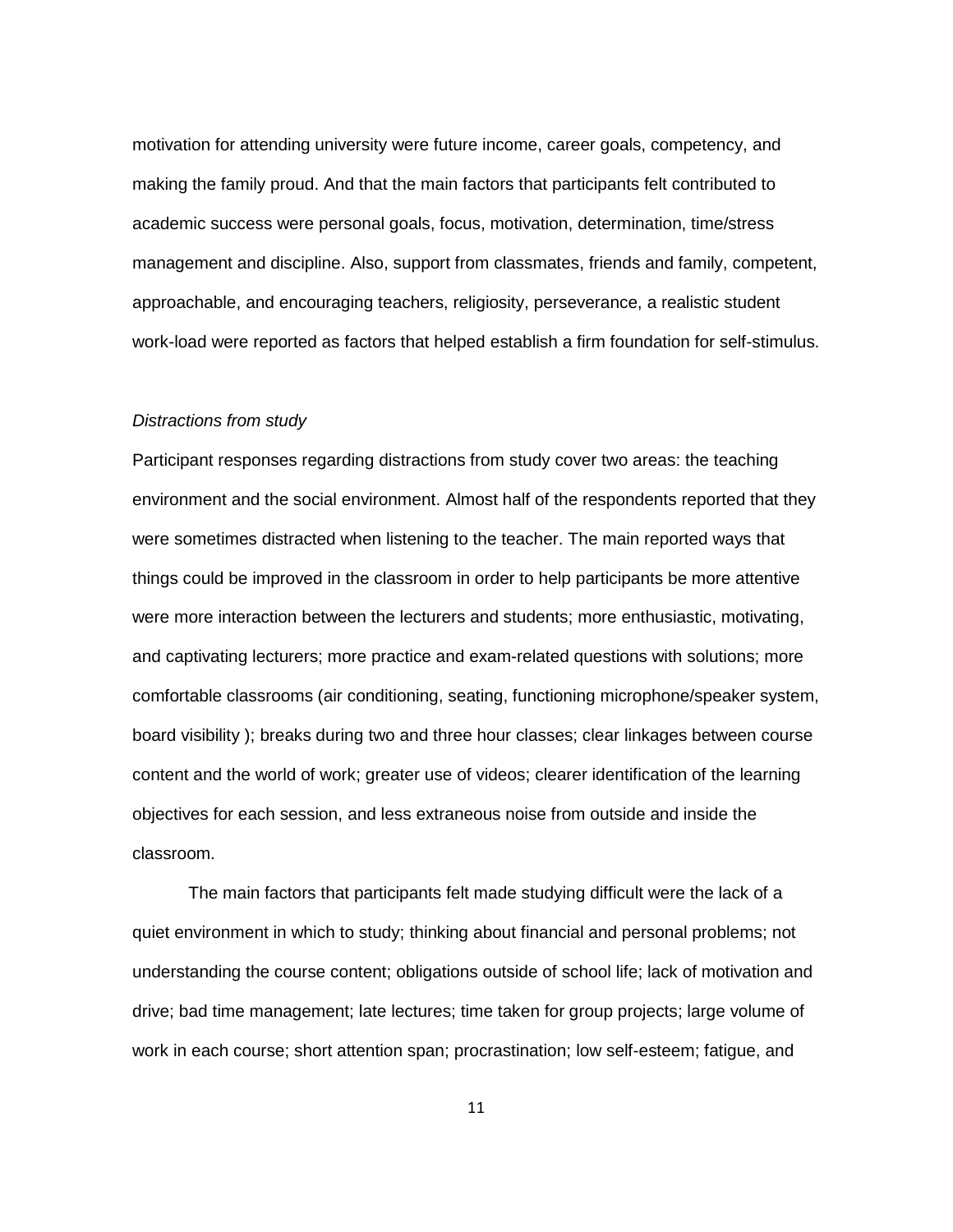motivation for attending university were future income, career goals, competency, and making the family proud. And that the main factors that participants felt contributed to academic success were personal goals, focus, motivation, determination, time/stress management and discipline. Also, support from classmates, friends and family, competent, approachable, and encouraging teachers, religiosity, perseverance, a realistic student work-load were reported as factors that helped establish a firm foundation for self-stimulus.

*Distractions from study*

Participant responses regarding distractions from study cover two areas: the teaching environment and the social environment. Almost half of the respondents reported that they were sometimes distracted when listening to the teacher. The main reported ways that things could be improved in the classroom in order to help participants be more attentive were more interaction between the lecturers and students; more enthusiastic, motivating, and captivating lecturers; more practice and exam-related questions with solutions; more comfortable classrooms (air conditioning, seating, functioning microphone/speaker system, board visibility ); breaks during two and three hour classes; clear linkages between course content and the world of work; greater use of videos; clearer identification of the learning objectives for each session, and less extraneous noise from outside and inside the classroom.

The main factors that participants felt made studying difficult were the lack of a quiet environment in which to study; thinking about financial and personal problems; not understanding the course content; obligations outside of school life; lack of motivation and drive; bad time management; late lectures; time taken for group projects; large volume of work in each course; short attention span; procrastination; low self-esteem; fatigue, and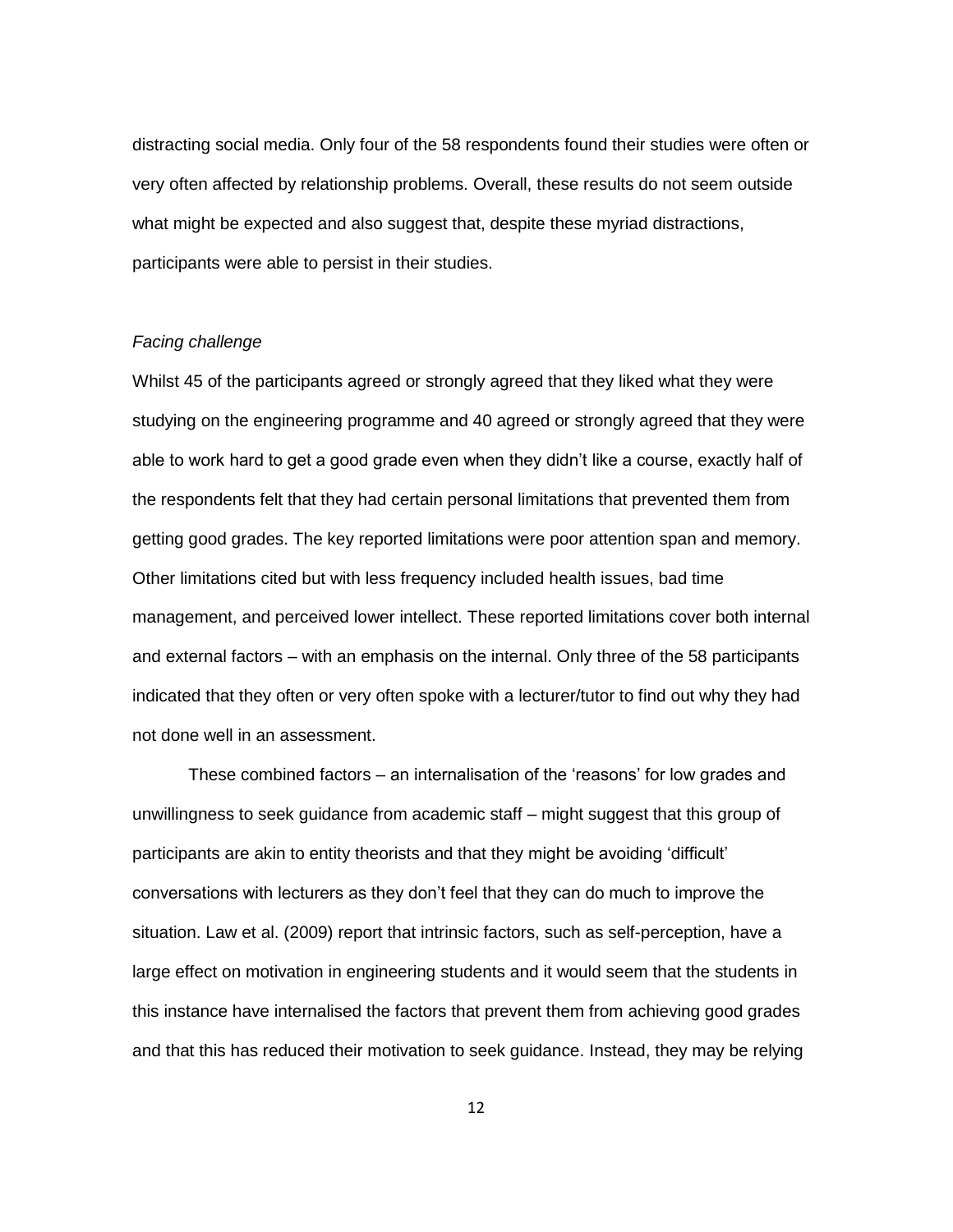distracting social media. Only four of the 58 respondents found their studies were often or very often affected by relationship problems. Overall, these results do not seem outside what might be expected and also suggest that, despite these myriad distractions, participants were able to persist in their studies.

*Facing challenge*

Whilst 45 of the participants agreed or strongly agreed that they liked what they were studying on the engineering programme and 40 agreed or strongly agreed that they were able to work hard to get a good grade even when they didn't like a course, exactly half of the respondents felt that they had certain personal limitations that prevented them from getting good grades. The key reported limitations were poor attention span and memory. Other limitations cited but with less frequency included health issues, bad time management, and perceived lower intellect. These reported limitations cover both internal and external factors – with an emphasis on the internal. Only three of the 58 participants indicated that they often or very often spoke with a lecturer/tutor to find out why they had not done well in an assessment.

These combined factors – an internalisation of the 'reasons' for low grades and unwillingness to seek guidance from academic staff – might suggest that this group of participants are akin to entity theorists and that they might be avoiding 'difficult' conversations with lecturers as they don't feel that they can do much to improve the situation. Law et al. (2009) report that intrinsic factors, such as self-perception, have a large effect on motivation in engineering students and it would seem that the students in this instance have internalised the factors that prevent them from achieving good grades and that this has reduced their motivation to seek guidance. Instead, they may be relying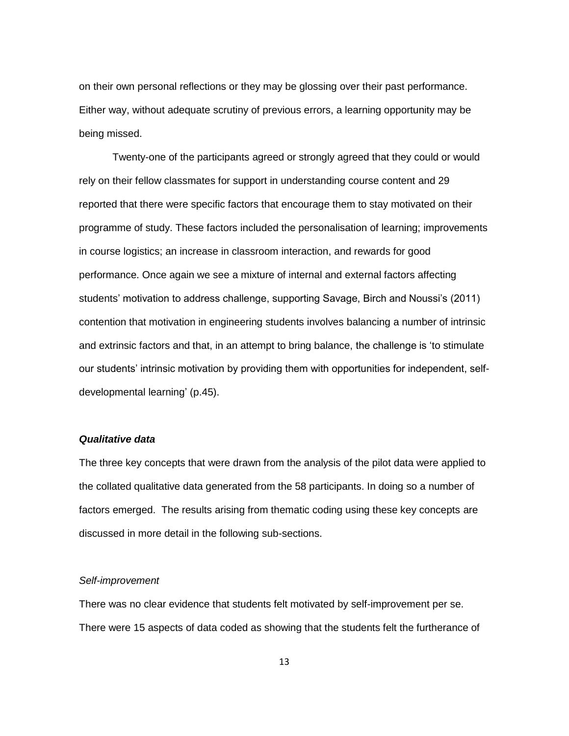on their own personal reflections or they may be glossing over their past performance. Either way, without adequate scrutiny of previous errors, a learning opportunity may be being missed.

Twenty-one of the participants agreed or strongly agreed that they could or would rely on their fellow classmates for support in understanding course content and 29 reported that there were specific factors that encourage them to stay motivated on their programme of study. These factors included the personalisation of learning; improvements in course logistics; an increase in classroom interaction, and rewards for good performance. Once again we see a mixture of internal and external factors affecting students' motivation to address challenge, supporting Savage, Birch and Noussi's (2011) contention that motivation in engineering students involves balancing a number of intrinsic and extrinsic factors and that, in an attempt to bring balance, the challenge is 'to stimulate our students' intrinsic motivation by providing them with opportunities for independent, self-developmental learning' (p.45).

***Qualitative data***

The three key concepts that were drawn from the analysis of the pilot data were applied to the collated qualitative data generated from the 58 participants. In doing so a number of factors emerged. The results arising from thematic coding using these key concepts are discussed in more detail in the following sub-sections.

*Self-improvement*

There was no clear evidence that students felt motivated by self-improvement per se. There were 15 aspects of data coded as showing that the students felt the furtherance of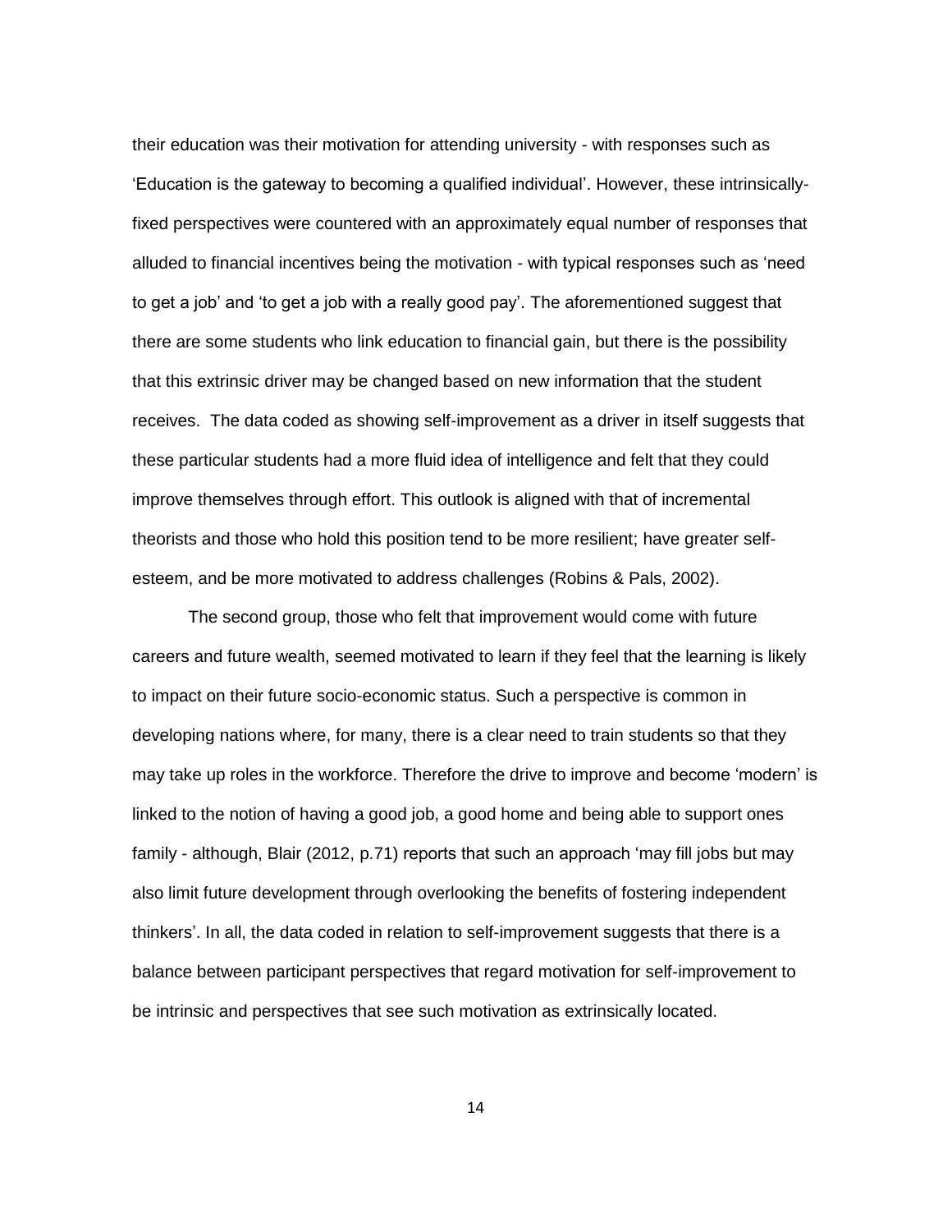their education was their motivation for attending university - with responses such as 'Education is the gateway to becoming a qualified individual'. However, these intrinsically-fixed perspectives were countered with an approximately equal number of responses that alluded to financial incentives being the motivation - with typical responses such as 'need to get a job' and 'to get a job with a really good pay'. The aforementioned suggest that there are some students who link education to financial gain, but there is the possibility that this extrinsic driver may be changed based on new information that the student receives. The data coded as showing self-improvement as a driver in itself suggests that these particular students had a more fluid idea of intelligence and felt that they could improve themselves through effort. This outlook is aligned with that of incremental theorists and those who hold this position tend to be more resilient; have greater self-esteem, and be more motivated to address challenges (Robins & Pals, 2002).

The second group, those who felt that improvement would come with future careers and future wealth, seemed motivated to learn if they feel that the learning is likely to impact on their future socio-economic status. Such a perspective is common in developing nations where, for many, there is a clear need to train students so that they may take up roles in the workforce. Therefore the drive to improve and become 'modern' is linked to the notion of having a good job, a good home and being able to support ones family - although, Blair (2012, p.71) reports that such an approach 'may fill jobs but may also limit future development through overlooking the benefits of fostering independent thinkers'. In all, the data coded in relation to self-improvement suggests that there is a balance between participant perspectives that regard motivation for self-improvement to be intrinsic and perspectives that see such motivation as extrinsically located.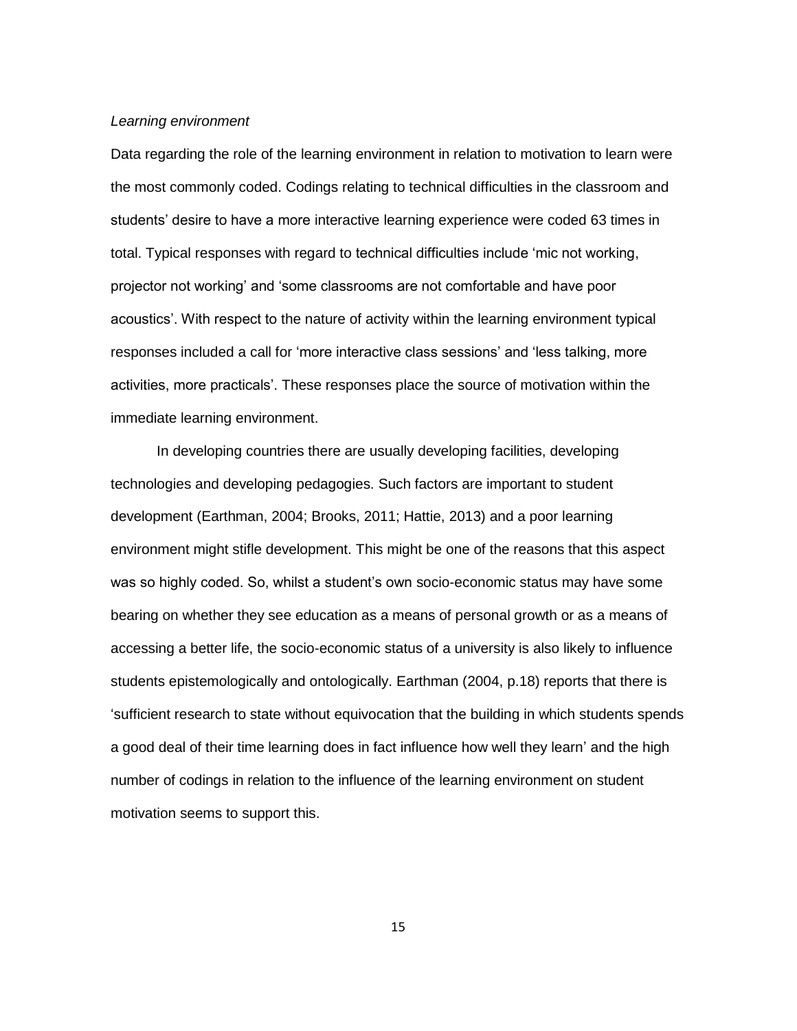*Learning environment*

Data regarding the role of the learning environment in relation to motivation to learn were the most commonly coded. Codings relating to technical difficulties in the classroom and students' desire to have a more interactive learning experience were coded 63 times in total. Typical responses with regard to technical difficulties include 'mic not working, projector not working' and 'some classrooms are not comfortable and have poor acoustics'. With respect to the nature of activity within the learning environment typical responses included a call for 'more interactive class sessions' and 'less talking, more activities, more practicals'. These responses place the source of motivation within the immediate learning environment.

In developing countries there are usually developing facilities, developing technologies and developing pedagogies. Such factors are important to student development (Earthman, 2004; Brooks, 2011; Hattie, 2013) and a poor learning environment might stifle development. This might be one of the reasons that this aspect was so highly coded. So, whilst a student's own socio-economic status may have some bearing on whether they see education as a means of personal growth or as a means of accessing a better life, the socio-economic status of a university is also likely to influence students epistemologically and ontologically. Earthman (2004, p.18) reports that there is 'sufficient research to state without equivocation that the building in which students spends a good deal of their time learning does in fact influence how well they learn' and the high number of codings in relation to the influence of the learning environment on student motivation seems to support this.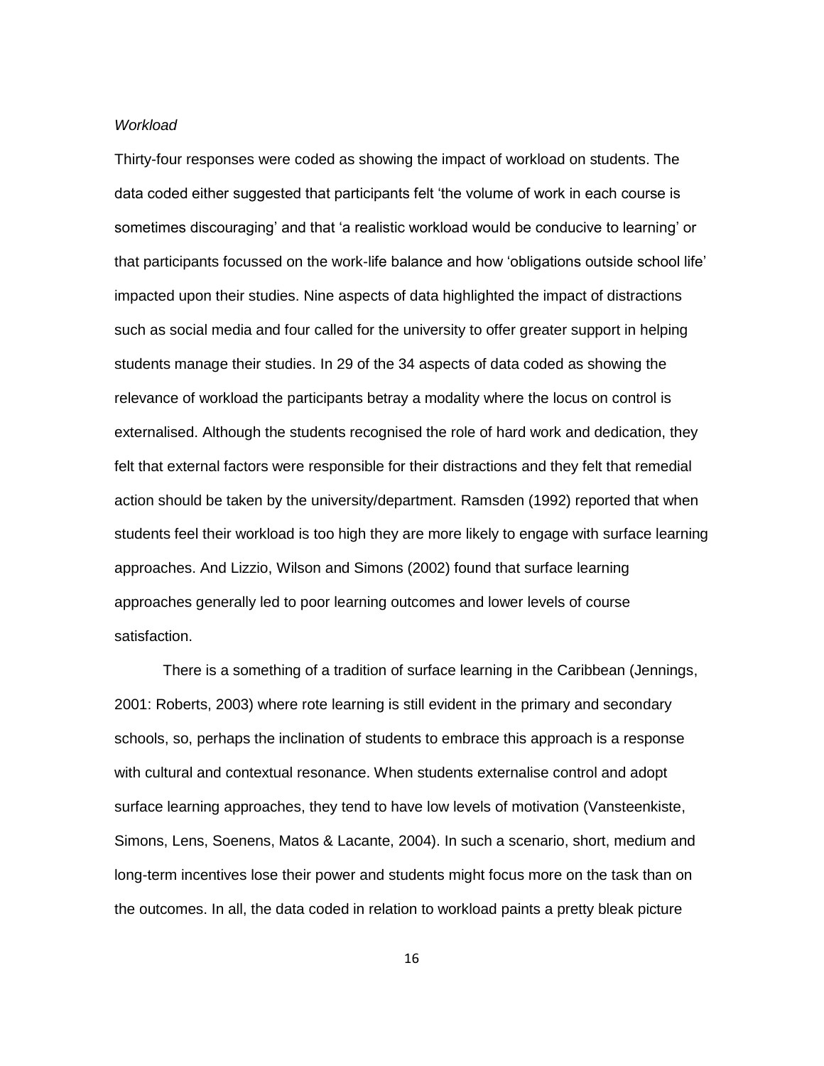*Workload*

Thirty-four responses were coded as showing the impact of workload on students. The data coded either suggested that participants felt 'the volume of work in each course is sometimes discouraging' and that 'a realistic workload would be conducive to learning' or that participants focussed on the work-life balance and how 'obligations outside school life' impacted upon their studies. Nine aspects of data highlighted the impact of distractions such as social media and four called for the university to offer greater support in helping students manage their studies. In 29 of the 34 aspects of data coded as showing the relevance of workload the participants betray a modality where the locus on control is externalised. Although the students recognised the role of hard work and dedication, they felt that external factors were responsible for their distractions and they felt that remedial action should be taken by the university/department. Ramsden (1992) reported that when students feel their workload is too high they are more likely to engage with surface learning approaches. And Lizzio, Wilson and Simons (2002) found that surface learning approaches generally led to poor learning outcomes and lower levels of course satisfaction.

There is a something of a tradition of surface learning in the Caribbean (Jennings, 2001: Roberts, 2003) where rote learning is still evident in the primary and secondary schools, so, perhaps the inclination of students to embrace this approach is a response with cultural and contextual resonance. When students externalise control and adopt surface learning approaches, they tend to have low levels of motivation (Vansteenkiste, Simons, Lens, Soenens, Matos & Lacante, 2004). In such a scenario, short, medium and long-term incentives lose their power and students might focus more on the task than on the outcomes. In all, the data coded in relation to workload paints a pretty bleak picture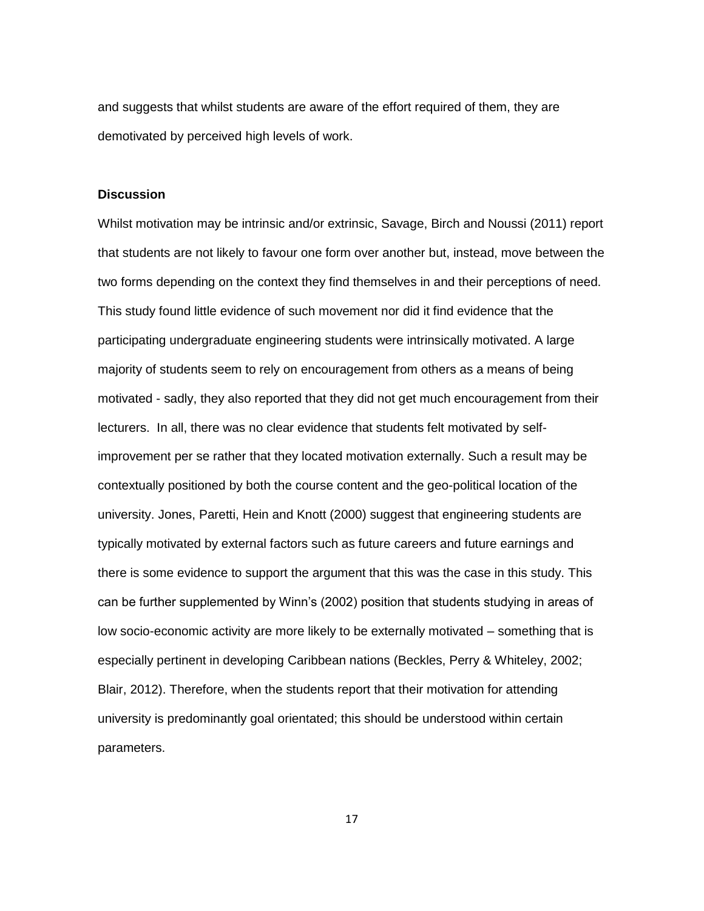and suggests that whilst students are aware of the effort required of them, they are demotivated by perceived high levels of work.

### Discussion

Whilst motivation may be intrinsic and/or extrinsic, Savage, Birch and Noussi (2011) report that students are not likely to favour one form over another but, instead, move between the two forms depending on the context they find themselves in and their perceptions of need. This study found little evidence of such movement nor did it find evidence that the participating undergraduate engineering students were intrinsically motivated. A large majority of students seem to rely on encouragement from others as a means of being motivated - sadly, they also reported that they did not get much encouragement from their lecturers. In all, there was no clear evidence that students felt motivated by self-improvement per se rather that they located motivation externally. Such a result may be contextually positioned by both the course content and the geo-political location of the university. Jones, Paretti, Hein and Knott (2000) suggest that engineering students are typically motivated by external factors such as future careers and future earnings and there is some evidence to support the argument that this was the case in this study. This can be further supplemented by Winn's (2002) position that students studying in areas of low socio-economic activity are more likely to be externally motivated – something that is especially pertinent in developing Caribbean nations (Beckles, Perry & Whiteley, 2002; Blair, 2012). Therefore, when the students report that their motivation for attending university is predominantly goal orientated; this should be understood within certain parameters.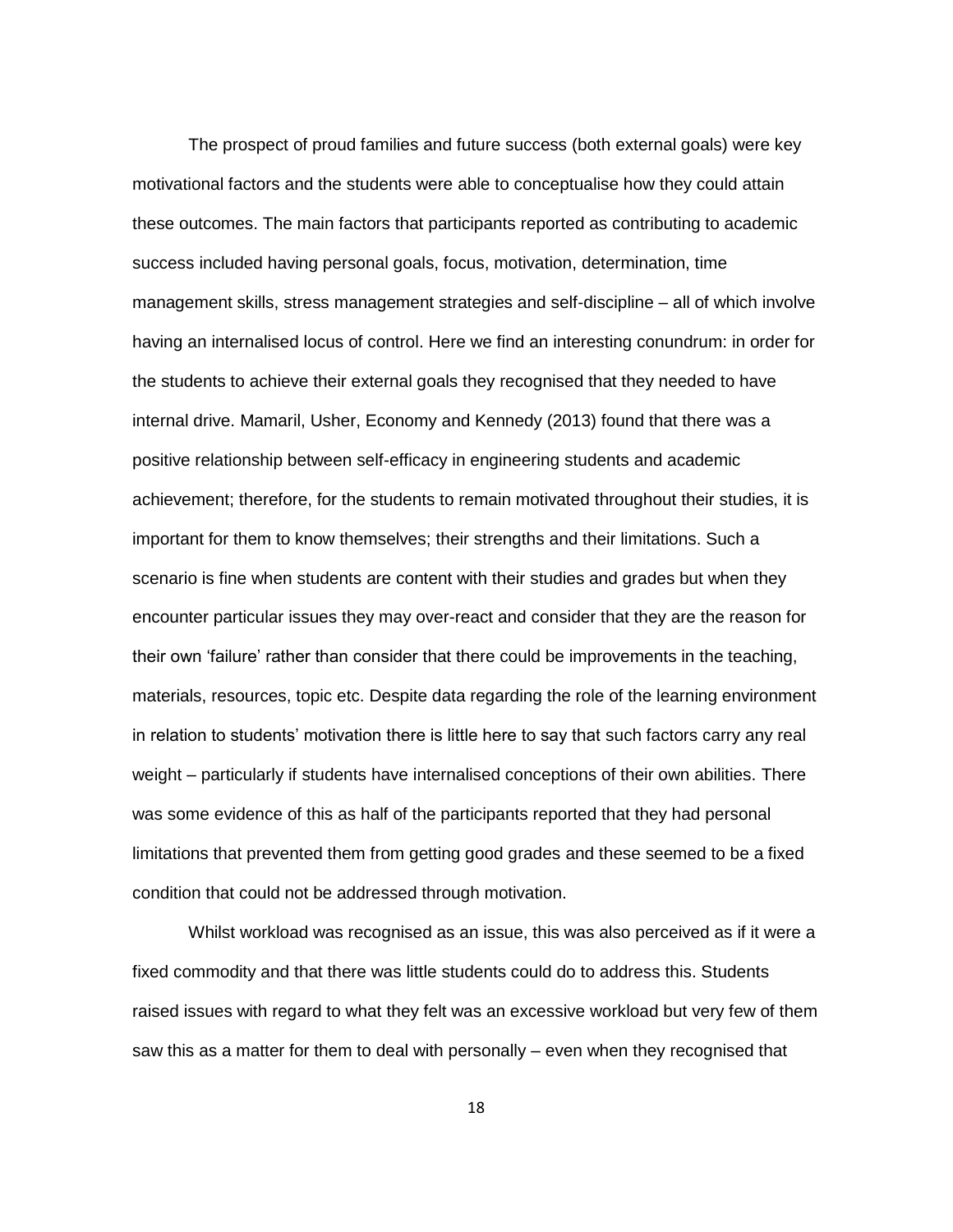The prospect of proud families and future success (both external goals) were key motivational factors and the students were able to conceptualise how they could attain these outcomes. The main factors that participants reported as contributing to academic success included having personal goals, focus, motivation, determination, time management skills, stress management strategies and self-discipline – all of which involve having an internalised locus of control. Here we find an interesting conundrum: in order for the students to achieve their external goals they recognised that they needed to have internal drive. Mamaril, Usher, Economy and Kennedy (2013) found that there was a positive relationship between self-efficacy in engineering students and academic achievement; therefore, for the students to remain motivated throughout their studies, it is important for them to know themselves; their strengths and their limitations. Such a scenario is fine when students are content with their studies and grades but when they encounter particular issues they may over-react and consider that they are the reason for their own 'failure' rather than consider that there could be improvements in the teaching, materials, resources, topic etc. Despite data regarding the role of the learning environment in relation to students' motivation there is little here to say that such factors carry any real weight – particularly if students have internalised conceptions of their own abilities. There was some evidence of this as half of the participants reported that they had personal limitations that prevented them from getting good grades and these seemed to be a fixed condition that could not be addressed through motivation.

Whilst workload was recognised as an issue, this was also perceived as if it were a fixed commodity and that there was little students could do to address this. Students raised issues with regard to what they felt was an excessive workload but very few of them saw this as a matter for them to deal with personally – even when they recognised that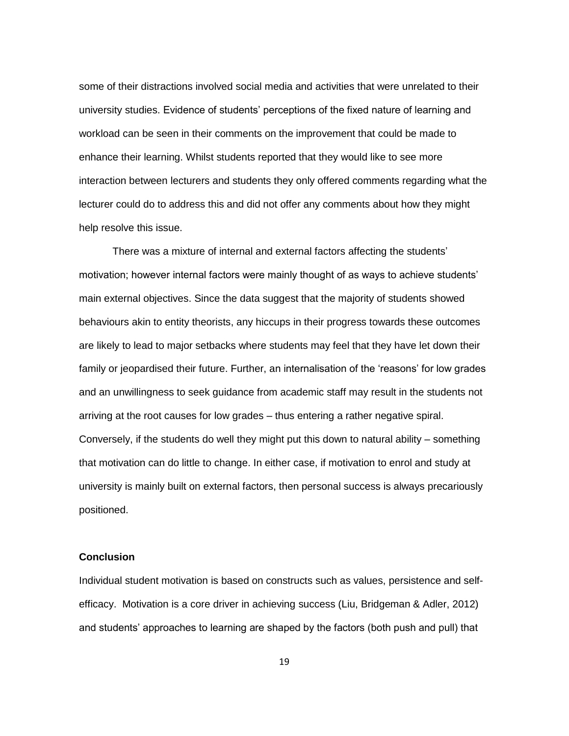some of their distractions involved social media and activities that were unrelated to their university studies. Evidence of students' perceptions of the fixed nature of learning and workload can be seen in their comments on the improvement that could be made to enhance their learning. Whilst students reported that they would like to see more interaction between lecturers and students they only offered comments regarding what the lecturer could do to address this and did not offer any comments about how they might help resolve this issue.

There was a mixture of internal and external factors affecting the students' motivation; however internal factors were mainly thought of as ways to achieve students' main external objectives. Since the data suggest that the majority of students showed behaviours akin to entity theorists, any hiccups in their progress towards these outcomes are likely to lead to major setbacks where students may feel that they have let down their family or jeopardised their future. Further, an internalisation of the 'reasons' for low grades and an unwillingness to seek guidance from academic staff may result in the students not arriving at the root causes for low grades – thus entering a rather negative spiral. Conversely, if the students do well they might put this down to natural ability – something that motivation can do little to change. In either case, if motivation to enrol and study at university is mainly built on external factors, then personal success is always precariously positioned.

## Conclusion

Individual student motivation is based on constructs such as values, persistence and self-efficacy. Motivation is a core driver in achieving success (Liu, Bridgeman & Adler, 2012) and students' approaches to learning are shaped by the factors (both push and pull) that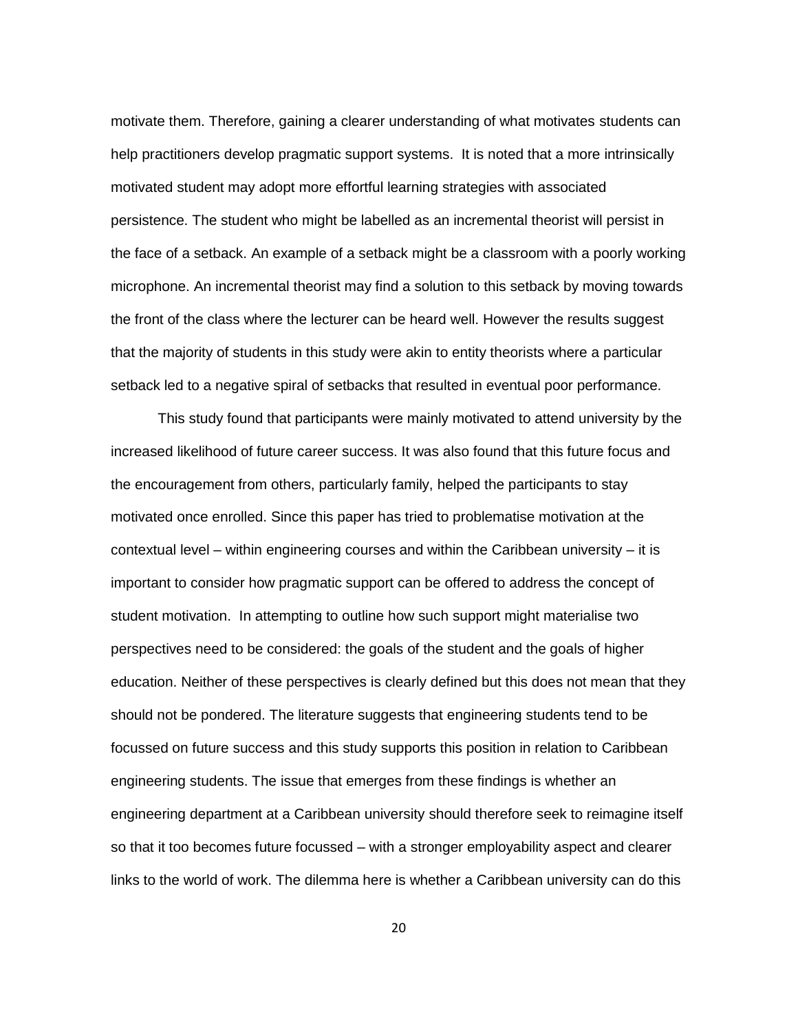motivate them. Therefore, gaining a clearer understanding of what motivates students can help practitioners develop pragmatic support systems. It is noted that a more intrinsically motivated student may adopt more effortful learning strategies with associated persistence. The student who might be labelled as an incremental theorist will persist in the face of a setback. An example of a setback might be a classroom with a poorly working microphone. An incremental theorist may find a solution to this setback by moving towards the front of the class where the lecturer can be heard well. However the results suggest that the majority of students in this study were akin to entity theorists where a particular setback led to a negative spiral of setbacks that resulted in eventual poor performance.

This study found that participants were mainly motivated to attend university by the increased likelihood of future career success. It was also found that this future focus and the encouragement from others, particularly family, helped the participants to stay motivated once enrolled. Since this paper has tried to problematise motivation at the contextual level – within engineering courses and within the Caribbean university – it is important to consider how pragmatic support can be offered to address the concept of student motivation. In attempting to outline how such support might materialise two perspectives need to be considered: the goals of the student and the goals of higher education. Neither of these perspectives is clearly defined but this does not mean that they should not be pondered. The literature suggests that engineering students tend to be focussed on future success and this study supports this position in relation to Caribbean engineering students. The issue that emerges from these findings is whether an engineering department at a Caribbean university should therefore seek to reimagine itself so that it too becomes future focussed – with a stronger employability aspect and clearer links to the world of work. The dilemma here is whether a Caribbean university can do this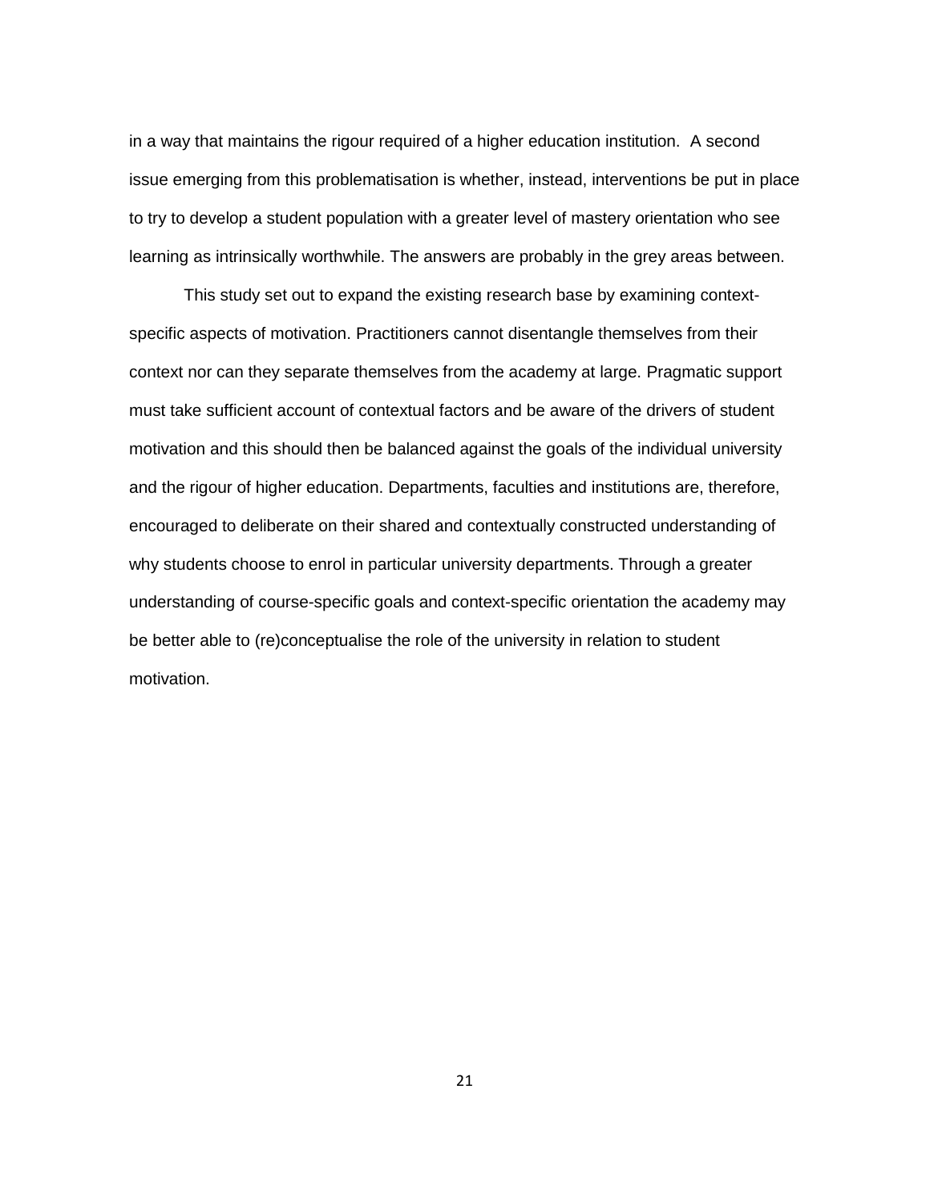in a way that maintains the rigour required of a higher education institution. A second issue emerging from this problematisation is whether, instead, interventions be put in place to try to develop a student population with a greater level of mastery orientation who see learning as intrinsically worthwhile. The answers are probably in the grey areas between.

This study set out to expand the existing research base by examining context-specific aspects of motivation. Practitioners cannot disentangle themselves from their context nor can they separate themselves from the academy at large. Pragmatic support must take sufficient account of contextual factors and be aware of the drivers of student motivation and this should then be balanced against the goals of the individual university and the rigour of higher education. Departments, faculties and institutions are, therefore, encouraged to deliberate on their shared and contextually constructed understanding of why students choose to enrol in particular university departments. Through a greater understanding of course-specific goals and context-specific orientation the academy may be better able to (re)conceptualise the role of the university in relation to student motivation.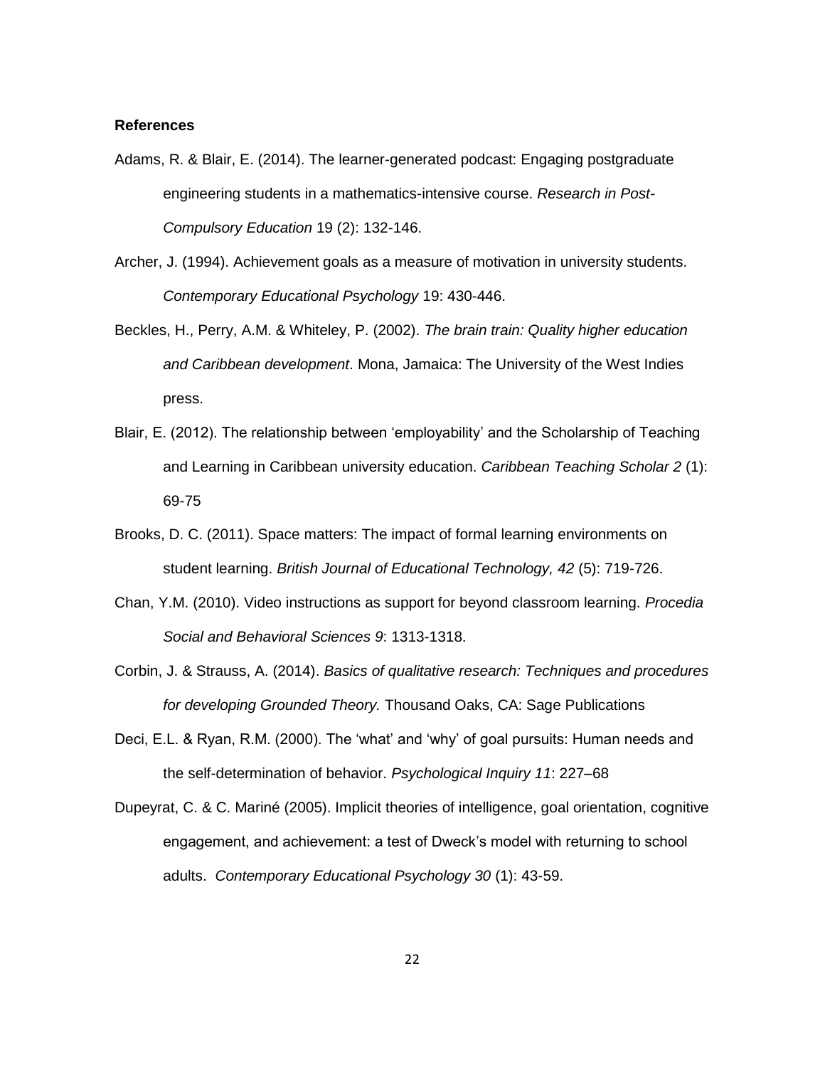**References**

Adams, R. & Blair, E. (2014). The learner-generated podcast: Engaging postgraduate engineering students in a mathematics-intensive course. *Research in Post-Compulsory Education* 19 (2): 132-146.

Archer, J. (1994). Achievement goals as a measure of motivation in university students. *Contemporary Educational Psychology* 19: 430-446.

Beckles, H., Perry, A.M. & Whiteley, P. (2002). *The brain train: Quality higher education and Caribbean development*. Mona, Jamaica: The University of the West Indies press.

Blair, E. (2012). The relationship between 'employability' and the Scholarship of Teaching and Learning in Caribbean university education. *Caribbean Teaching Scholar 2* (1): 69-75

Brooks, D. C. (2011). Space matters: The impact of formal learning environments on student learning. *British Journal of Educational Technology, 42* (5): 719-726.

Chan, Y.M. (2010). Video instructions as support for beyond classroom learning. *Procedia Social and Behavioral Sciences 9*: 1313-1318.

Corbin, J. & Strauss, A. (2014). *Basics of qualitative research: Techniques and procedures for developing Grounded Theory.* Thousand Oaks, CA: Sage Publications

Deci, E.L. & Ryan, R.M. (2000). The 'what' and 'why' of goal pursuits: Human needs and the self-determination of behavior. *Psychological Inquiry 11*: 227–68

Dupeyrat, C. & C. Mariné (2005). Implicit theories of intelligence, goal orientation, cognitive engagement, and achievement: a test of Dweck's model with returning to school adults. *Contemporary Educational Psychology 30* (1): 43-59.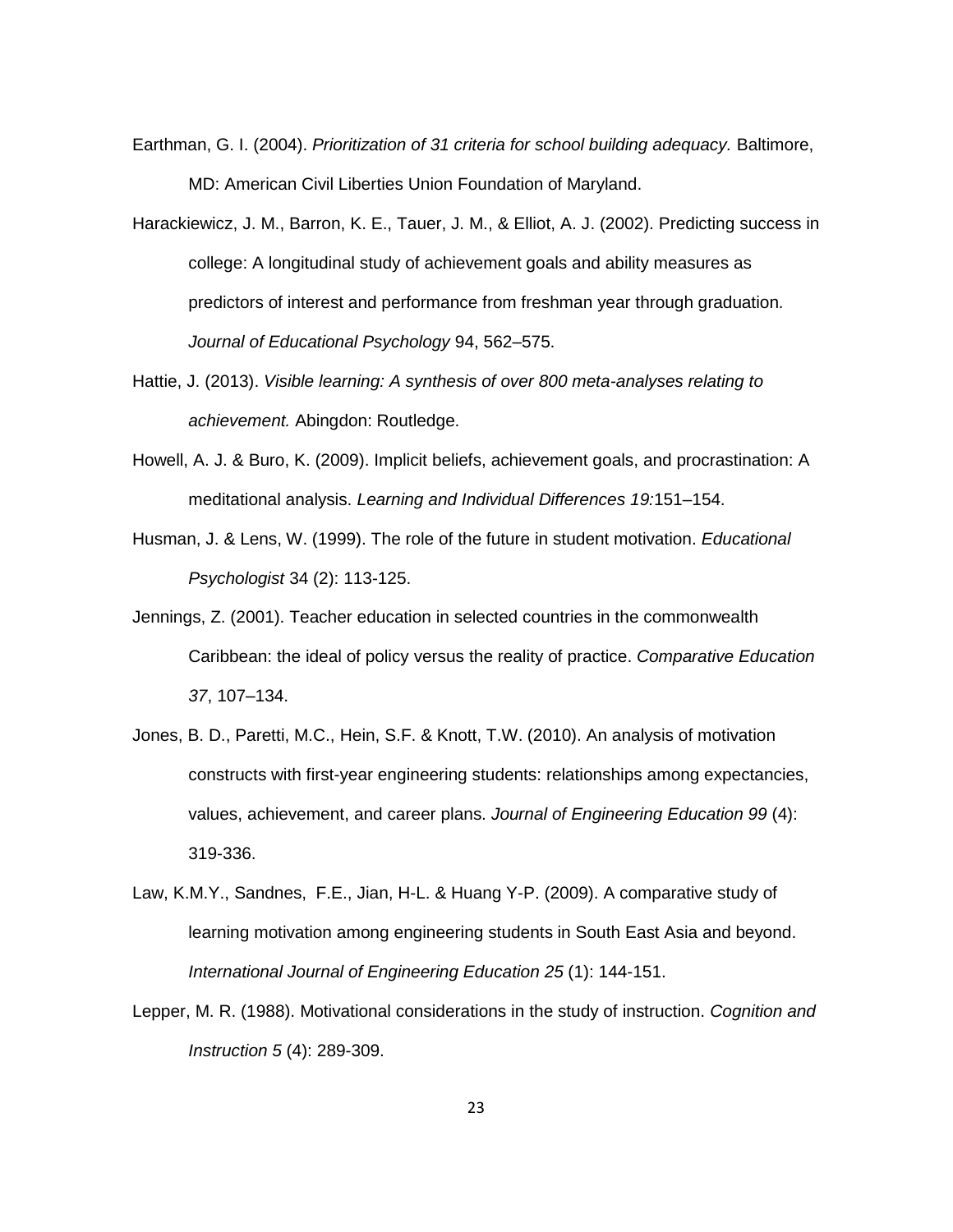Earthman, G. I. (2004). *Prioritization of 31 criteria for school building adequacy.* Baltimore, MD: American Civil Liberties Union Foundation of Maryland.

Harackiewicz, J. M., Barron, K. E., Tauer, J. M., & Elliot, A. J. (2002). Predicting success in college: A longitudinal study of achievement goals and ability measures as predictors of interest and performance from freshman year through graduation*. Journal of Educational Psychology* 94, 562–575.

Hattie, J. (2013). *Visible learning: A synthesis of over 800 meta-analyses relating to achievement.* Abingdon: Routledge.

Howell, A. J. & Buro, K. (2009). Implicit beliefs, achievement goals, and procrastination: A meditational analysis. *Learning and Individual Differences 19:*151–154.

Husman, J. & Lens, W. (1999). The role of the future in student motivation. *Educational Psychologist* 34 (2): 113-125.

Jennings, Z. (2001). Teacher education in selected countries in the commonwealth Caribbean: the ideal of policy versus the reality of practice. *Comparative Education 37*, 107–134.

Jones, B. D., Paretti, M.C., Hein, S.F. & Knott, T.W. (2010). An analysis of motivation constructs with first-year engineering students: relationships among expectancies, values, achievement, and career plans. *Journal of Engineering Education 99* (4): 319-336.

Law, K.M.Y., Sandnes, F.E., Jian, H-L. & Huang Y-P. (2009). A comparative study of learning motivation among engineering students in South East Asia and beyond. *International Journal of Engineering Education 25* (1): 144-151.

Lepper, M. R. (1988). Motivational considerations in the study of instruction. *Cognition and Instruction 5* (4): 289-309.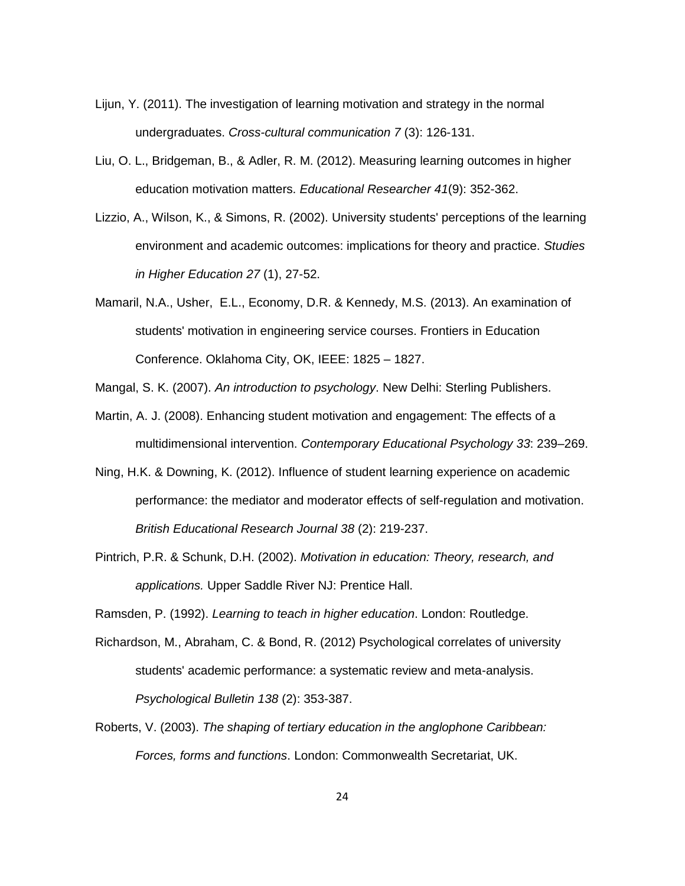Lijun, Y. (2011). The investigation of learning motivation and strategy in the normal undergraduates. *Cross-cultural communication 7* (3): 126-131.

Liu, O. L., Bridgeman, B., & Adler, R. M. (2012). Measuring learning outcomes in higher education motivation matters. *Educational Researcher 41*(9): 352-362.

Lizzio, A., Wilson, K., & Simons, R. (2002). University students' perceptions of the learning environment and academic outcomes: implications for theory and practice. *Studies in Higher Education 27* (1), 27-52.

Mamaril, N.A., Usher, E.L., Economy, D.R. & Kennedy, M.S. (2013). An examination of students' motivation in engineering service courses. Frontiers in Education Conference. Oklahoma City, OK, IEEE: 1825 – 1827.

Mangal, S. K. (2007). *An introduction to psychology*. New Delhi: Sterling Publishers.

Martin, A. J. (2008). Enhancing student motivation and engagement: The effects of a multidimensional intervention. *Contemporary Educational Psychology 33*: 239–269.

Ning, H.K. & Downing, K. (2012). Influence of student learning experience on academic performance: the mediator and moderator effects of self-regulation and motivation. *British Educational Research Journal 38* (2): 219-237.

Pintrich, P.R. & Schunk, D.H. (2002). *Motivation in education: Theory, research, and applications.* Upper Saddle River NJ: Prentice Hall.

Ramsden, P. (1992). *Learning to teach in higher education*. London: Routledge.

Richardson, M., Abraham, C. & Bond, R. (2012) Psychological correlates of university students' academic performance: a systematic review and meta-analysis. *Psychological Bulletin 138* (2): 353-387.

Roberts, V. (2003). *The shaping of tertiary education in the anglophone Caribbean: Forces, forms and functions*. London: Commonwealth Secretariat, UK.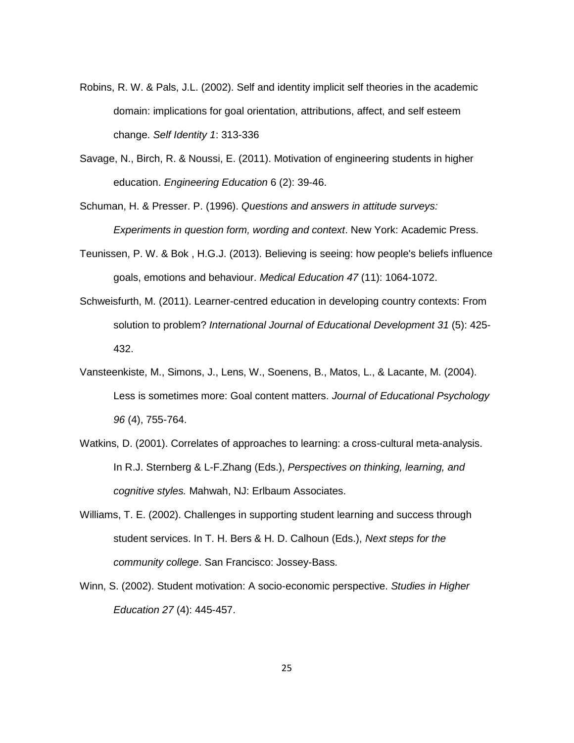Robins, R. W. & Pals, J.L. (2002). Self and identity implicit self theories in the academic domain: implications for goal orientation, attributions, affect, and self esteem change. *Self Identity 1*: 313-336

Savage, N., Birch, R. & Noussi, E. (2011). Motivation of engineering students in higher education. *Engineering Education* 6 (2): 39-46.

Schuman, H. & Presser. P. (1996). *Questions and answers in attitude surveys: Experiments in question form, wording and context*. New York: Academic Press.

Teunissen, P. W. & Bok , H.G.J. (2013). Believing is seeing: how people's beliefs influence goals, emotions and behaviour. *Medical Education 47* (11): 1064-1072.

Schweisfurth, M. (2011). Learner-centred education in developing country contexts: From solution to problem? *International Journal of Educational Development 31* (5): 425-432.

Vansteenkiste, M., Simons, J., Lens, W., Soenens, B., Matos, L., & Lacante, M. (2004). Less is sometimes more: Goal content matters. *Journal of Educational Psychology 96* (4), 755-764.

Watkins, D. (2001). Correlates of approaches to learning: a cross-cultural meta-analysis. In R.J. Sternberg & L-F.Zhang (Eds.), *Perspectives on thinking, learning, and cognitive styles.* Mahwah, NJ: Erlbaum Associates.

Williams, T. E. (2002). Challenges in supporting student learning and success through student services. In T. H. Bers & H. D. Calhoun (Eds.), *Next steps for the community college*. San Francisco: Jossey-Bass.

Winn, S. (2002). Student motivation: A socio-economic perspective. *Studies in Higher Education 27* (4): 445-457.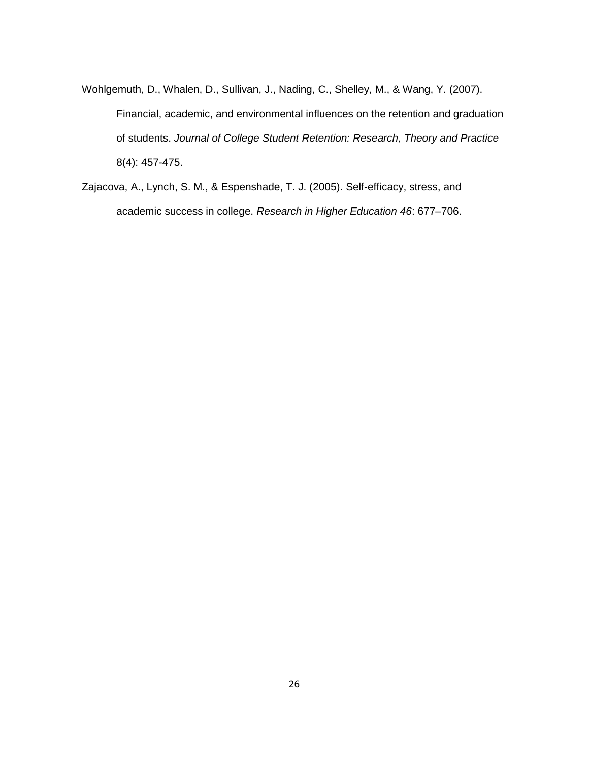Wohlgemuth, D., Whalen, D., Sullivan, J., Nading, C., Shelley, M., & Wang, Y. (2007). Financial, academic, and environmental influences on the retention and graduation of students. *Journal of College Student Retention: Research, Theory and Practice* 8(4): 457-475.

Zajacova, A., Lynch, S. M., & Espenshade, T. J. (2005). Self-efficacy, stress, and academic success in college. *Research in Higher Education 46*: 677–706.